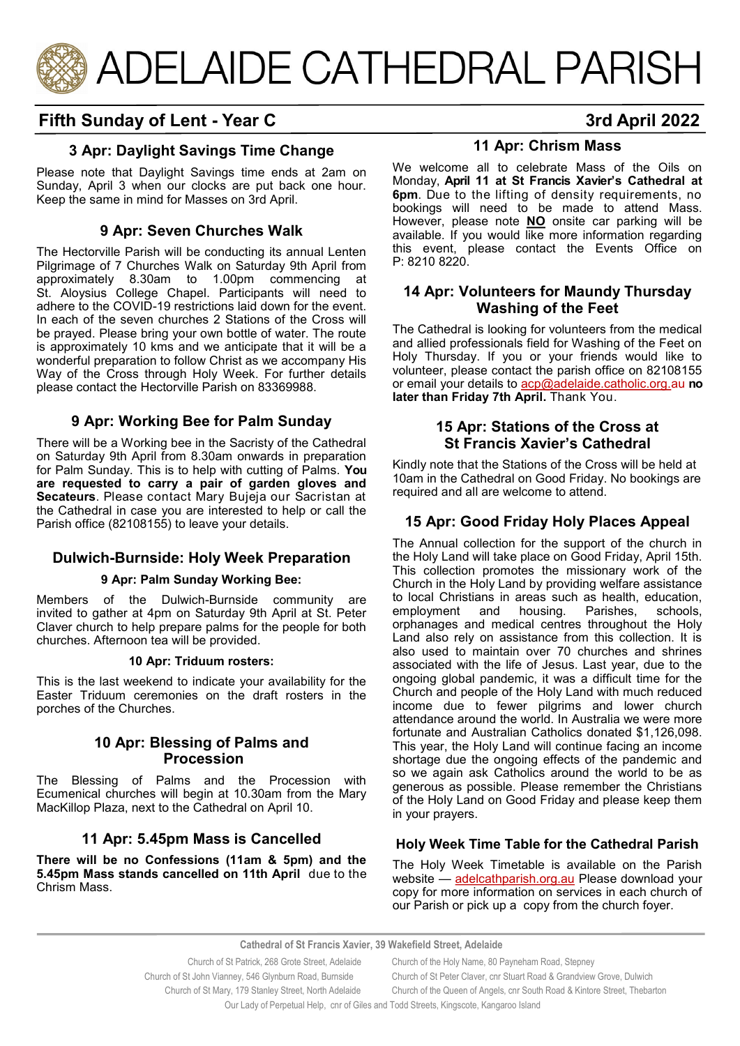# ADELAIDE CATHEDRAL PARISH

## Fifth Sunday of Lent - Year C — 3rd April 2022

### 3 Apr: Daylight Savings Time Change

Please note that Daylight Savings time ends at 2am on Sunday, April 3 when our clocks are put back one hour. Keep the same in mind for Masses on 3rd April.

### 9 Apr: Seven Churches Walk

The Hectorville Parish will be conducting its annual Lenten Pilgrimage of 7 Churches Walk on Saturday 9th April from approximately 8.30am to 1.00pm commencing at St. Aloysius College Chapel. Participants will need to adhere to the COVID-19 restrictions laid down for the event. In each of the seven churches 2 Stations of the Cross will be prayed. Please bring your own bottle of water. The route is approximately 10 kms and we anticipate that it will be a wonderful preparation to follow Christ as we accompany His Way of the Cross through Holy Week. For further details please contact the Hectorville Parish on 83369988.

### 9 Apr: Working Bee for Palm Sunday

There will be a Working bee in the Sacristy of the Cathedral on Saturday 9th April from 8.30am onwards in preparation for Palm Sunday. This is to help with cutting of Palms. **You are requested to carry a pair of garden gloves and Secateurs**. Please contact Mary Bujeja our Sacristan at the Cathedral in case you are interested to help or call the Parish office (82108155) to leave your details.

### Dulwich-Burnside: Holy Week Preparation

**9 Apr: Palm Sunday Working Bee:**

Members of the Dulwich-Burnside community are invited to gather at 4pm on Saturday 9th April at St. Peter Claver church to help prepare palms for the people for both churches. Afternoon tea will be provided.

**10 Apr: Triduum rosters:**

This is the last weekend to indicate your availability for the Easter Triduum ceremonies on the draft rosters in the porches of the Churches.

### 10 Apr: Blessing of Palms and Procession

The Blessing of Palms and the Procession with Ecumenical churches will begin at 10.30am from the Mary MacKillop Plaza, next to the Cathedral on April 10.

### 11 Apr: 5.45pm Mass is Cancelled

**There will be no Confessions (11am & 5pm) and the 5.45pm Mass stands cancelled on 11th April** due to the Chrism Mass.

### 11 Apr: Chrism Mass

We welcome all to celebrate Mass of the Oils on Monday, **April 11 at St Francis Xavier's Cathedral at 6pm**. Due to the lifting of density requirements, no bookings will need to be made to attend Mass. However, please note **NO** onsite car parking will be available. If you would like more information regarding this event, please contact the Events Office on P: 8210 8220.

### 14 Apr: Volunteers for Maundy Thursday Washing of the Feet

The Cathedral is looking for volunteers from the medical and allied professionals field for Washing of the Feet on Holy Thursday. If you or your friends would like to volunteer, please contact the parish office on 82108155 or email your details to acp@adelaide.catholic.org.au **no later than Friday 7th April.** Thank You.

### 15 Apr: Stations of the Cross at St Francis Xavier's Cathedral

Kindly note that the Stations of the Cross will be held at 10am in the Cathedral on Good Friday. No bookings are required and all are welcome to attend.

### 15 Apr: Good Friday Holy Places Appeal

The Annual collection for the support of the church in the Holy Land will take place on Good Friday, April 15th. This collection promotes the missionary work of the Church in the Holy Land by providing welfare assistance to local Christians in areas such as health, education, employment and housing. Parishes, schools, orphanages and medical centres throughout the Holy Land also rely on assistance from this collection. It is also used to maintain over 70 churches and shrines associated with the life of Jesus. Last year, due to the ongoing global pandemic, it was a difficult time for the Church and people of the Holy Land with much reduced income due to fewer pilgrims and lower church attendance around the world. In Australia we were more fortunate and Australian Catholics donated $1,126,098. This year, the Holy Land will continue facing an income shortage due the ongoing effects of the pandemic and so we again ask Catholics around the world to be as generous as possible. Please remember the Christians of the Holy Land on Good Friday and please keep them in your prayers.

### Holy Week Time Table for the Cathedral Parish

The Holy Week Timetable is available on the Parish website — adelcathparish.org.au Please download your copy for more information on services in each church of our Parish or pick up a copy from the church foyer.

---

**Cathedral of St Francis Xavier, 39 Wakefield Street, Adelaide**

Church of St Patrick, 268 Grote Street, Adelaide — Church of the Holy Name, 80 Payneham Road, Stepney

Church of St John Vianney, 546 Glynburn Road, Burnside — Church of St Peter Claver, cnr Stuart Road & Grandview Grove, Dulwich

Church of St Mary, 179 Stanley Street, North Adelaide — Church of the Queen of Angels, cnr South Road & Kintore Street, Thebarton

Our Lady of Perpetual Help, cnr of Giles and Todd Streets, Kingscote, Kangaroo Island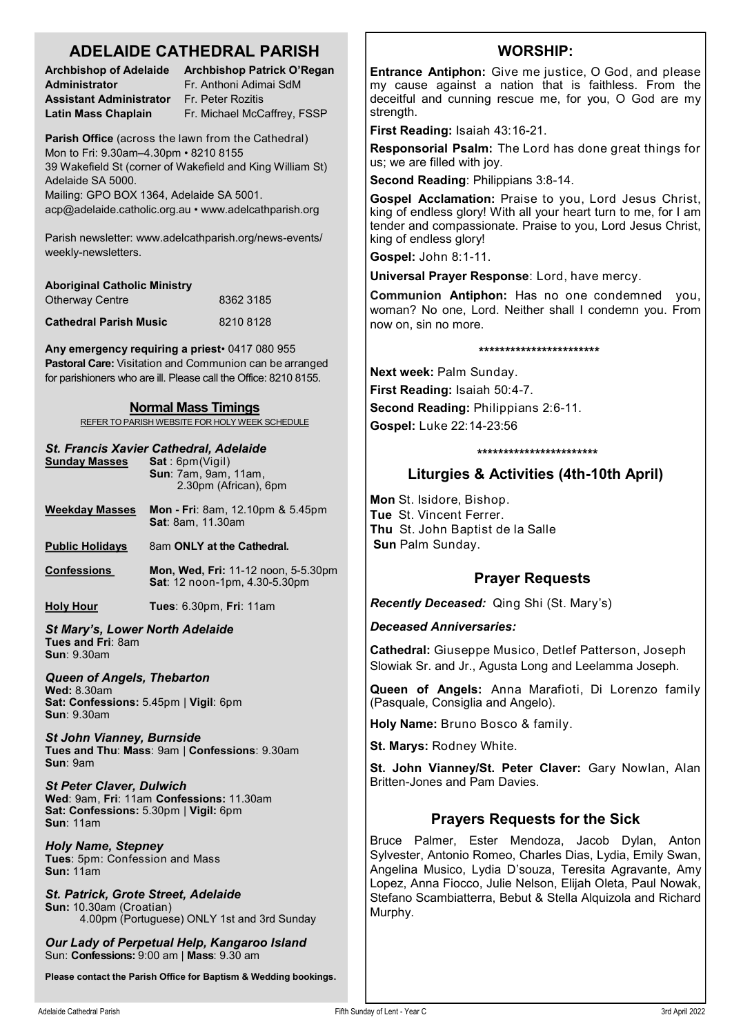# ADELAIDE CATHEDRAL PARISH

| | |
|---|---|
| **Archbishop of Adelaide** | **Archbishop Patrick O'Regan** |
| **Administrator** | Fr. Anthoni Adimai SdM |
| **Assistant Administrator** | Fr. Peter Rozitis |
| **Latin Mass Chaplain** | Fr. Michael McCaffrey, FSSP |

**Parish Office** (across the lawn from the Cathedral)
Mon to Fri: 9.30am–4.30pm • 8210 8155
39 Wakefield St (corner of Wakefield and King William St) Adelaide SA 5000.
Mailing: GPO BOX 1364, Adelaide SA 5001.
acp@adelaide.catholic.org.au • www.adelcathparish.org

Parish newsletter: www.adelcathparish.org/news-events/weekly-newsletters.

**Aboriginal Catholic Ministry**
Otherway Centre 8362 3185

**Cathedral Parish Music** 8210 8128

**Any emergency requiring a priest**• 0417 080 955
**Pastoral Care:** Visitation and Communion can be arranged for parishioners who are ill. Please call the Office: 8210 8155.

## Normal Mass Timings

REFER TO PARISH WEBSITE FOR HOLY WEEK SCHEDULE

### *St. Francis Xavier Cathedral, Adelaide*

| | |
|---|---|
| **Sunday Masses** | **Sat** : 6pm(Vigil)<br>**Sun**: 7am, 9am, 11am, 2.30pm (African), 6pm |
| **Weekday Masses** | **Mon - Fri**: 8am, 12.10pm & 5.45pm<br>**Sat**: 8am, 11.30am |
| **Public Holidays** | 8am **ONLY at the Cathedral.** |
| **Confessions** | **Mon, Wed, Fri:** 11-12 noon, 5-5.30pm<br>**Sat**: 12 noon-1pm, 4.30-5.30pm |
| **Holy Hour** | **Tues**: 6.30pm, **Fri**: 11am |

### *St Mary's, Lower North Adelaide*
**Tues and Fri**: 8am
**Sun**: 9.30am

### *Queen of Angels, Thebarton*
**Wed:** 8.30am
**Sat: Confessions:** 5.45pm | **Vigil**: 6pm
**Sun**: 9.30am

### *St John Vianney, Burnside*
**Tues and Thu**: **Mass**: 9am | **Confessions**: 9.30am
**Sun**: 9am

### *St Peter Claver, Dulwich*
**Wed**: 9am, **Fri**: 11am **Confessions:** 11.30am
**Sat: Confessions:** 5.30pm | **Vigil:** 6pm
**Sun**: 11am

### *Holy Name, Stepney*
**Tues**: 5pm: Confession and Mass
**Sun:** 11am

### *St. Patrick, Grote Street, Adelaide*
**Sun:** 10.30am (Croatian)
4.00pm (Portuguese) ONLY 1st and 3rd Sunday

### *Our Lady of Perpetual Help, Kangaroo Island*
Sun: **Confessions:** 9:00 am | **Mass**: 9.30 am

**Please contact the Parish Office for Baptism & Wedding bookings.**

## WORSHIP:

**Entrance Antiphon:** Give me justice, O God, and please my cause against a nation that is faithless. From the deceitful and cunning rescue me, for you, O God are my strength.

**First Reading:** Isaiah 43:16-21.

**Responsorial Psalm:** The Lord has done great things for us; we are filled with joy.

**Second Reading**: Philippians 3:8-14.

**Gospel Acclamation:** Praise to you, Lord Jesus Christ, king of endless glory! With all your heart turn to me, for I am tender and compassionate. Praise to you, Lord Jesus Christ, king of endless glory!

**Gospel:** John 8:1-11.

**Universal Prayer Response**: Lord, have mercy.

**Communion Antiphon:** Has no one condemned you, woman? No one, Lord. Neither shall I condemn you. From now on, sin no more.

***********************

**Next week:** Palm Sunday.

**First Reading:** Isaiah 50:4-7.

**Second Reading:** Philippians 2:6-11.

**Gospel:** Luke 22:14-23:56

***********************

## Liturgies & Activities (4th-10th April)

**Mon** St. Isidore, Bishop.
**Tue** St. Vincent Ferrer.
**Thu** St. John Baptist de la Salle
**Sun** Palm Sunday.

## Prayer Requests

***Recently Deceased:*** Qing Shi (St. Mary's)

***Deceased Anniversaries:***

**Cathedral:** Giuseppe Musico, Detlef Patterson, Joseph Slowiak Sr. and Jr., Agusta Long and Leelamma Joseph.

**Queen of Angels:** Anna Marafioti, Di Lorenzo family (Pasquale, Consiglia and Angelo).

**Holy Name:** Bruno Bosco & family.

**St. Marys:** Rodney White.

**St. John Vianney/St. Peter Claver:** Gary Nowlan, Alan Britten-Jones and Pam Davies.

## Prayers Requests for the Sick

Bruce Palmer, Ester Mendoza, Jacob Dylan, Anton Sylvester, Antonio Romeo, Charles Dias, Lydia, Emily Swan, Angelina Musico, Lydia D'souza, Teresita Agravante, Amy Lopez, Anna Fiocco, Julie Nelson, Elijah Oleta, Paul Nowak, Stefano Scambiatterra, Bebut & Stella Alquizola and Richard Murphy.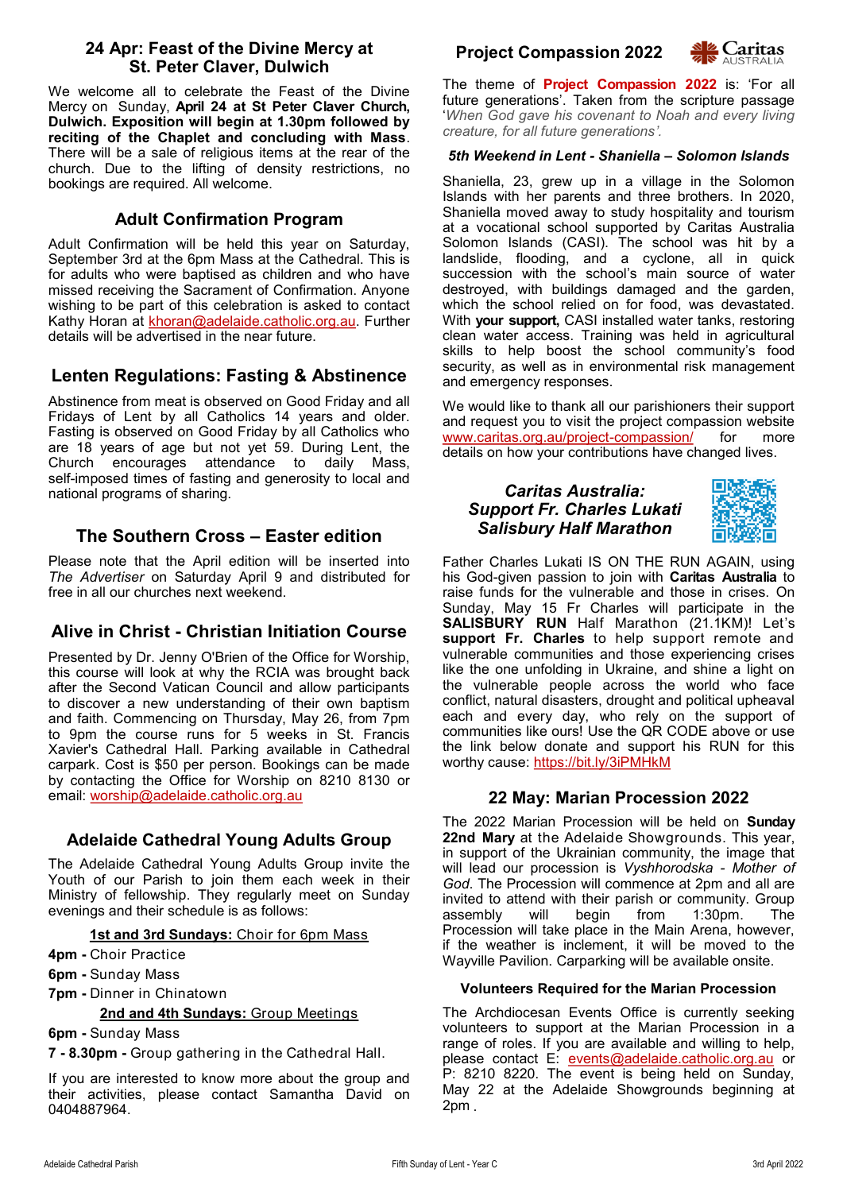## 24 Apr: Feast of the Divine Mercy at St. Peter Claver, Dulwich

We welcome all to celebrate the Feast of the Divine Mercy on Sunday, **April 24 at St Peter Claver Church, Dulwich. Exposition will begin at 1.30pm followed by reciting of the Chaplet and concluding with Mass**. There will be a sale of religious items at the rear of the church. Due to the lifting of density restrictions, no bookings are required. All welcome.

## Adult Confirmation Program

Adult Confirmation will be held this year on Saturday, September 3rd at the 6pm Mass at the Cathedral. This is for adults who were baptised as children and who have missed receiving the Sacrament of Confirmation. Anyone wishing to be part of this celebration is asked to contact Kathy Horan at khoran@adelaide.catholic.org.au. Further details will be advertised in the near future.

## Lenten Regulations: Fasting & Abstinence

Abstinence from meat is observed on Good Friday and all Fridays of Lent by all Catholics 14 years and older. Fasting is observed on Good Friday by all Catholics who are 18 years of age but not yet 59. During Lent, the Church encourages attendance to daily Mass, self-imposed times of fasting and generosity to local and national programs of sharing.

## The Southern Cross – Easter edition

Please note that the April edition will be inserted into *The Advertiser* on Saturday April 9 and distributed for free in all our churches next weekend.

## Alive in Christ - Christian Initiation Course

Presented by Dr. Jenny O'Brien of the Office for Worship, this course will look at why the RCIA was brought back after the Second Vatican Council and allow participants to discover a new understanding of their own baptism and faith. Commencing on Thursday, May 26, from 7pm to 9pm the course runs for 5 weeks in St. Francis Xavier's Cathedral Hall. Parking available in Cathedral carpark. Cost is $50 per person. Bookings can be made by contacting the Office for Worship on 8210 8130 or email: worship@adelaide.catholic.org.au

## Adelaide Cathedral Young Adults Group

The Adelaide Cathedral Young Adults Group invite the Youth of our Parish to join them each week in their Ministry of fellowship. They regularly meet on Sunday evenings and their schedule is as follows:

**1st and 3rd Sundays:** Choir for 6pm Mass

- **4pm -** Choir Practice
- **6pm -** Sunday Mass
- **7pm -** Dinner in Chinatown

**2nd and 4th Sundays:** Group Meetings

- **6pm -** Sunday Mass
- **7 - 8.30pm -** Group gathering in the Cathedral Hall.

If you are interested to know more about the group and their activities, please contact Samantha David on 0404887964.

## Project Compassion 2022

The theme of **Project Compassion 2022** is: 'For all future generations'. Taken from the scripture passage '*When God gave his covenant to Noah and every living creature, for all future generations'.*

### *5th Weekend in Lent - Shaniella – Solomon Islands*

Shaniella, 23, grew up in a village in the Solomon Islands with her parents and three brothers. In 2020, Shaniella moved away to study hospitality and tourism at a vocational school supported by Caritas Australia Solomon Islands (CASI). The school was hit by a landslide, flooding, and a cyclone, all in quick succession with the school's main source of water destroyed, with buildings damaged and the garden, which the school relied on for food, was devastated. With **your support,** CASI installed water tanks, restoring clean water access. Training was held in agricultural skills to help boost the school community's food security, as well as in environmental risk management and emergency responses.

We would like to thank all our parishioners their support and request you to visit the project compassion website www.caritas.org.au/project-compassion/ for more details on how your contributions have changed lives.

### *Caritas Australia: Support Fr. Charles Lukati Salisbury Half Marathon*

Father Charles Lukati IS ON THE RUN AGAIN, using his God-given passion to join with **Caritas Australia** to raise funds for the vulnerable and those in crises. On Sunday, May 15 Fr Charles will participate in the **SALISBURY RUN** Half Marathon (21.1KM)! Let's **support Fr. Charles** to help support remote and vulnerable communities and those experiencing crises like the one unfolding in Ukraine, and shine a light on the vulnerable people across the world who face conflict, natural disasters, drought and political upheaval each and every day, who rely on the support of communities like ours! Use the QR CODE above or use the link below donate and support his RUN for this worthy cause: https://bit.ly/3iPMHkM

## 22 May: Marian Procession 2022

The 2022 Marian Procession will be held on **Sunday 22nd Mary** at the Adelaide Showgrounds. This year, in support of the Ukrainian community, the image that will lead our procession is *Vyshhorodska - Mother of God*. The Procession will commence at 2pm and all are invited to attend with their parish or community. Group assembly will begin from 1:30pm. The Procession will take place in the Main Arena, however, if the weather is inclement, it will be moved to the Wayville Pavilion. Carparking will be available onsite.

### Volunteers Required for the Marian Procession

The Archdiocesan Events Office is currently seeking volunteers to support at the Marian Procession in a range of roles. If you are available and willing to help, please contact E: events@adelaide.catholic.org.au or P: 8210 8220. The event is being held on Sunday, May 22 at the Adelaide Showgrounds beginning at 2pm .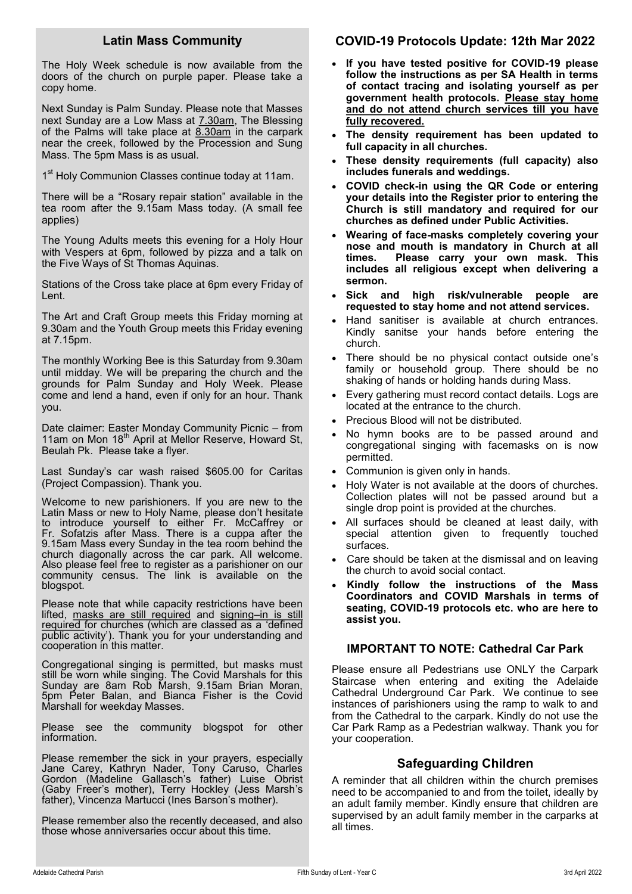## Latin Mass Community

The Holy Week schedule is now available from the doors of the church on purple paper. Please take a copy home.

Next Sunday is Palm Sunday. Please note that Masses next Sunday are a Low Mass at 7.30am, The Blessing of the Palms will take place at 8.30am in the carpark near the creek, followed by the Procession and Sung Mass. The 5pm Mass is as usual.

1st Holy Communion Classes continue today at 11am.

There will be a "Rosary repair station" available in the tea room after the 9.15am Mass today. (A small fee applies)

The Young Adults meets this evening for a Holy Hour with Vespers at 6pm, followed by pizza and a talk on the Five Ways of St Thomas Aquinas.

Stations of the Cross take place at 6pm every Friday of Lent.

The Art and Craft Group meets this Friday morning at 9.30am and the Youth Group meets this Friday evening at 7.15pm.

The monthly Working Bee is this Saturday from 9.30am until midday. We will be preparing the church and the grounds for Palm Sunday and Holy Week. Please come and lend a hand, even if only for an hour. Thank you.

Date claimer: Easter Monday Community Picnic – from 11am on Mon 18th April at Mellor Reserve, Howard St, Beulah Pk. Please take a flyer.

Last Sunday's car wash raised $605.00 for Caritas (Project Compassion). Thank you.

Welcome to new parishioners. If you are new to the Latin Mass or new to Holy Name, please don't hesitate to introduce yourself to either Fr. McCaffrey or Fr. Sofatzis after Mass. There is a cuppa after the 9.15am Mass every Sunday in the tea room behind the church diagonally across the car park. All welcome. Also please feel free to register as a parishioner on our community census. The link is available on the blogspot.

Please note that while capacity restrictions have been lifted, masks are still required and signing–in is still required for churches (which are classed as a 'defined public activity'). Thank you for your understanding and cooperation in this matter.

Congregational singing is permitted, but masks must still be worn while singing. The Covid Marshals for this Sunday are 8am Rob Marsh, 9.15am Brian Moran, 5pm Peter Balan, and Bianca Fisher is the Covid Marshall for weekday Masses.

Please see the community blogspot for other information.

Please remember the sick in your prayers, especially Jane Carey, Kathryn Nader, Tony Caruso, Charles Gordon (Madeline Gallasch's father) Luise Obrist (Gaby Freer's mother), Terry Hockley (Jess Marsh's father), Vincenza Martucci (Ines Barson's mother).

Please remember also the recently deceased, and also those whose anniversaries occur about this time.

## COVID-19 Protocols Update: 12th Mar 2022

- **If you have tested positive for COVID-19 please follow the instructions as per SA Health in terms of contact tracing and isolating yourself as per government health protocols. Please stay home and do not attend church services till you have fully recovered.**
- **The density requirement has been updated to full capacity in all churches.**
- **These density requirements (full capacity) also includes funerals and weddings.**
- **COVID check-in using the QR Code or entering your details into the Register prior to entering the Church is still mandatory and required for our churches as defined under Public Activities.**
- **Wearing of face-masks completely covering your nose and mouth is mandatory in Church at all times. Please carry your own mask. This includes all religious except when delivering a sermon.**
- **Sick and high risk/vulnerable people are requested to stay home and not attend services.**
- Hand sanitiser is available at church entrances. Kindly sanitse your hands before entering the church.
- There should be no physical contact outside one's family or household group. There should be no shaking of hands or holding hands during Mass.
- Every gathering must record contact details. Logs are located at the entrance to the church.
- Precious Blood will not be distributed.
- No hymn books are to be passed around and congregational singing with facemasks on is now permitted.
- Communion is given only in hands.
- Holy Water is not available at the doors of churches. Collection plates will not be passed around but a single drop point is provided at the churches.
- All surfaces should be cleaned at least daily, with special attention given to frequently touched surfaces.
- Care should be taken at the dismissal and on leaving the church to avoid social contact.
- **Kindly follow the instructions of the Mass Coordinators and COVID Marshals in terms of seating, COVID-19 protocols etc. who are here to assist you.**

### IMPORTANT TO NOTE: Cathedral Car Park

Please ensure all Pedestrians use ONLY the Carpark Staircase when entering and exiting the Adelaide Cathedral Underground Car Park. We continue to see instances of parishioners using the ramp to walk to and from the Cathedral to the carpark. Kindly do not use the Car Park Ramp as a Pedestrian walkway. Thank you for your cooperation.

## Safeguarding Children

A reminder that all children within the church premises need to be accompanied to and from the toilet, ideally by an adult family member. Kindly ensure that children are supervised by an adult family member in the carparks at all times.